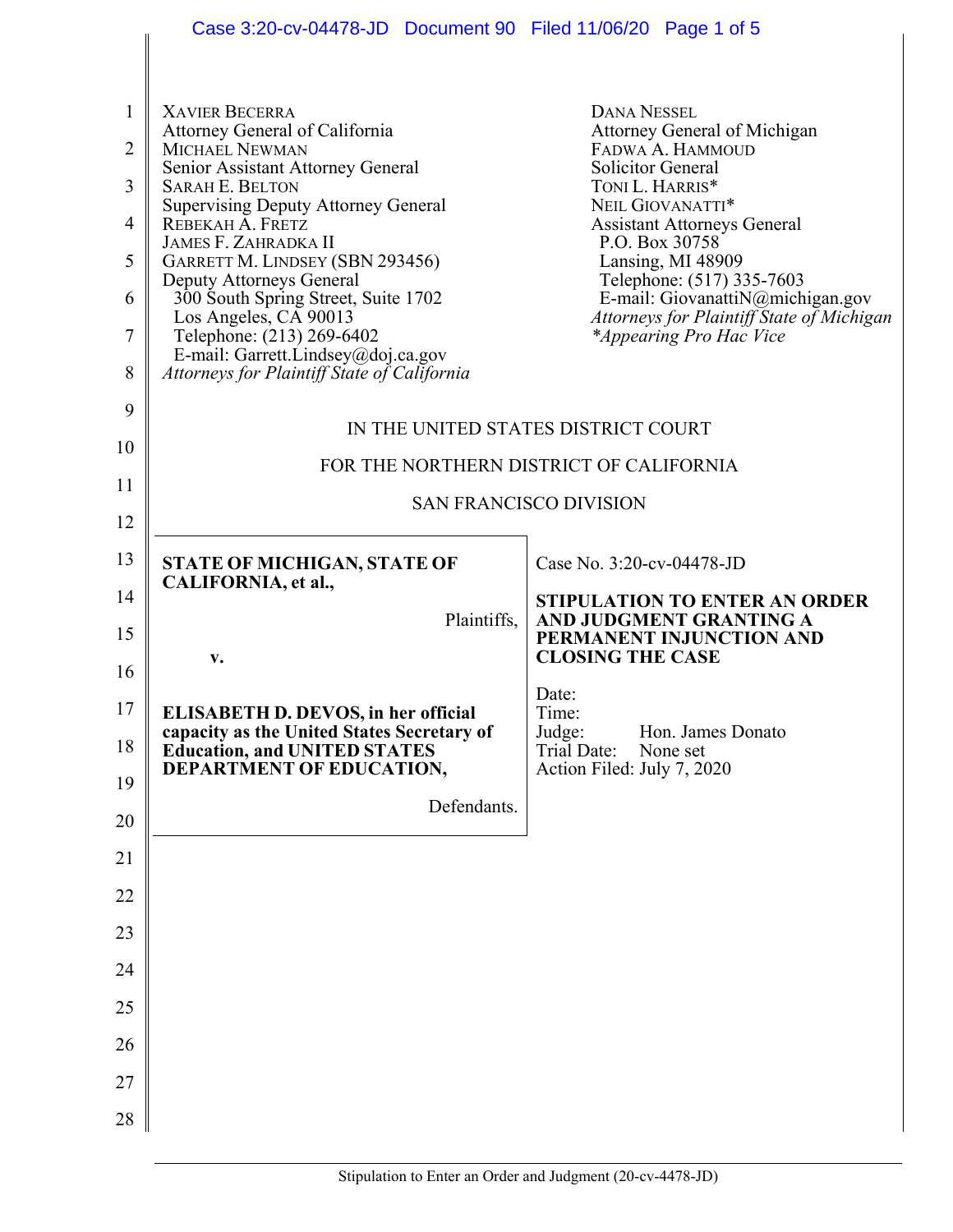XAVIER BECERRA
Attorney General of California
MICHAEL NEWMAN
Senior Assistant Attorney General
SARAH E. BELTON
Supervising Deputy Attorney General
REBEKAH A. FRETZ
JAMES F. ZAHRADKA II
GARRETT M. LINDSEY (SBN 293456)
Deputy Attorneys General
300 South Spring Street, Suite 1702
Los Angeles, CA 90013
Telephone: (213) 269-6402
E-mail: Garrett.Lindsey@doj.ca.gov
*Attorneys for Plaintiff State of California*

DANA NESSEL
Attorney General of Michigan
FADWA A. HAMMOUD
Solicitor General
TONI L. HARRIS*
NEIL GIOVANATTI*
Assistant Attorneys General
P.O. Box 30758
Lansing, MI 48909
Telephone: (517) 335-7603
E-mail: GiovanattiN@michigan.gov
*Attorneys for Plaintiff State of Michigan*
*\*Appearing Pro Hac Vice*

IN THE UNITED STATES DISTRICT COURT

FOR THE NORTHERN DISTRICT OF CALIFORNIA

SAN FRANCISCO DIVISION

| | |
|---|---|
| **STATE OF MICHIGAN, STATE OF CALIFORNIA, et al.,**<br><br>Plaintiffs,<br><br>**v.**<br><br>**ELISABETH D. DEVOS, in her official capacity as the United States Secretary of Education, and UNITED STATES DEPARTMENT OF EDUCATION,**<br><br>Defendants. | Case No. 3:20-cv-04478-JD<br><br>**STIPULATION TO ENTER AN ORDER AND JUDGMENT GRANTING A PERMANENT INJUNCTION AND CLOSING THE CASE**<br><br>Date:<br>Time:<br>Judge: Hon. James Donato<br>Trial Date: None set<br>Action Filed: July 7, 2020 |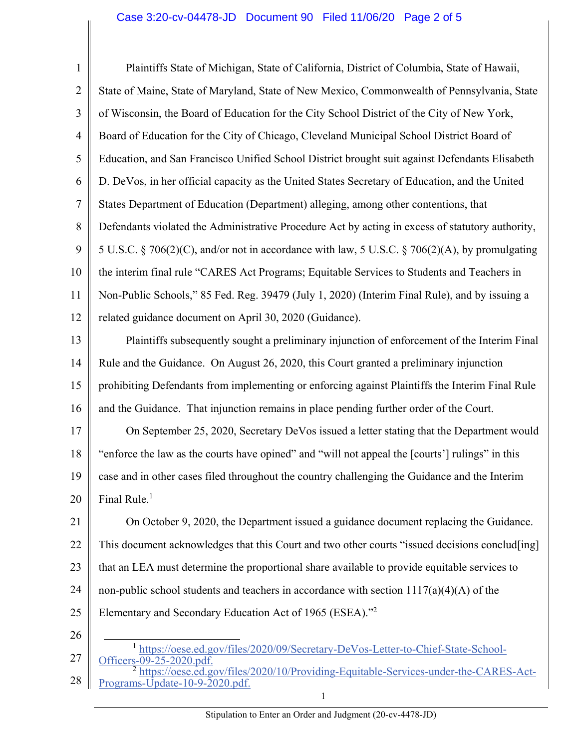Plaintiffs State of Michigan, State of California, District of Columbia, State of Hawaii, State of Maine, State of Maryland, State of New Mexico, Commonwealth of Pennsylvania, State of Wisconsin, the Board of Education for the City School District of the City of New York, Board of Education for the City of Chicago, Cleveland Municipal School District Board of Education, and San Francisco Unified School District brought suit against Defendants Elisabeth D. DeVos, in her official capacity as the United States Secretary of Education, and the United States Department of Education (Department) alleging, among other contentions, that Defendants violated the Administrative Procedure Act by acting in excess of statutory authority, 5 U.S.C. § 706(2)(C), and/or not in accordance with law, 5 U.S.C. § 706(2)(A), by promulgating the interim final rule "CARES Act Programs; Equitable Services to Students and Teachers in Non-Public Schools," 85 Fed. Reg. 39479 (July 1, 2020) (Interim Final Rule), and by issuing a related guidance document on April 30, 2020 (Guidance).

Plaintiffs subsequently sought a preliminary injunction of enforcement of the Interim Final Rule and the Guidance. On August 26, 2020, this Court granted a preliminary injunction prohibiting Defendants from implementing or enforcing against Plaintiffs the Interim Final Rule and the Guidance. That injunction remains in place pending further order of the Court.

On September 25, 2020, Secretary DeVos issued a letter stating that the Department would "enforce the law as the courts have opined" and "will not appeal the [courts'] rulings" in this case and in other cases filed throughout the country challenging the Guidance and the Interim Final Rule.[1]

On October 9, 2020, the Department issued a guidance document replacing the Guidance. This document acknowledges that this Court and two other courts "issued decisions conclud[ing] that an LEA must determine the proportional share available to provide equitable services to non-public school students and teachers in accordance with section 1117(a)(4)(A) of the Elementary and Secondary Education Act of 1965 (ESEA)."[2]

---

[1] https://oese.ed.gov/files/2020/09/Secretary-DeVos-Letter-to-Chief-State-School-Officers-09-25-2020.pdf.

[2] https://oese.ed.gov/files/2020/10/Providing-Equitable-Services-under-the-CARES-Act-Programs-Update-10-9-2020.pdf.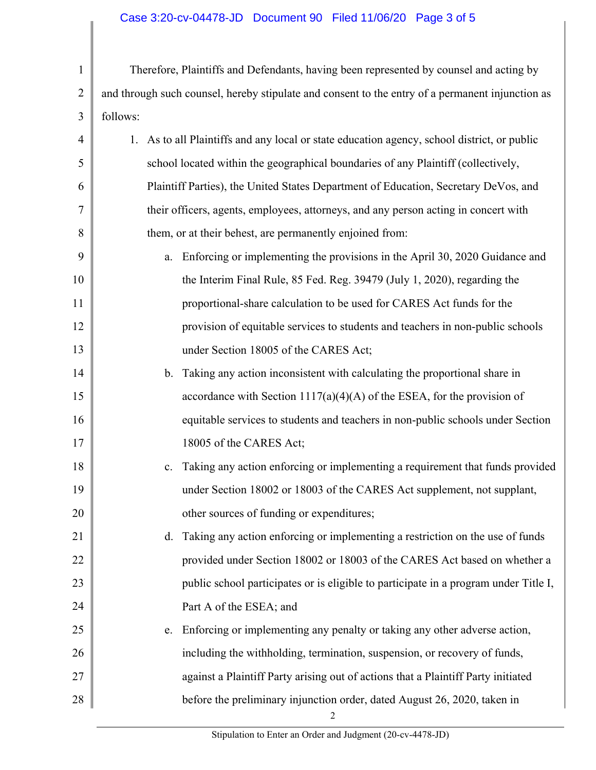Therefore, Plaintiffs and Defendants, having been represented by counsel and acting by and through such counsel, hereby stipulate and consent to the entry of a permanent injunction as follows:

1. As to all Plaintiffs and any local or state education agency, school district, or public school located within the geographical boundaries of any Plaintiff (collectively, Plaintiff Parties), the United States Department of Education, Secretary DeVos, and their officers, agents, employees, attorneys, and any person acting in concert with them, or at their behest, are permanently enjoined from:
   a. Enforcing or implementing the provisions in the April 30, 2020 Guidance and the Interim Final Rule, 85 Fed. Reg. 39479 (July 1, 2020), regarding the proportional-share calculation to be used for CARES Act funds for the provision of equitable services to students and teachers in non-public schools under Section 18005 of the CARES Act;
   b. Taking any action inconsistent with calculating the proportional share in accordance with Section 1117(a)(4)(A) of the ESEA, for the provision of equitable services to students and teachers in non-public schools under Section 18005 of the CARES Act;
   c. Taking any action enforcing or implementing a requirement that funds provided under Section 18002 or 18003 of the CARES Act supplement, not supplant, other sources of funding or expenditures;
   d. Taking any action enforcing or implementing a restriction on the use of funds provided under Section 18002 or 18003 of the CARES Act based on whether a public school participates or is eligible to participate in a program under Title I, Part A of the ESEA; and
   e. Enforcing or implementing any penalty or taking any other adverse action, including the withholding, termination, suspension, or recovery of funds, against a Plaintiff Party arising out of actions that a Plaintiff Party initiated before the preliminary injunction order, dated August 26, 2020, taken in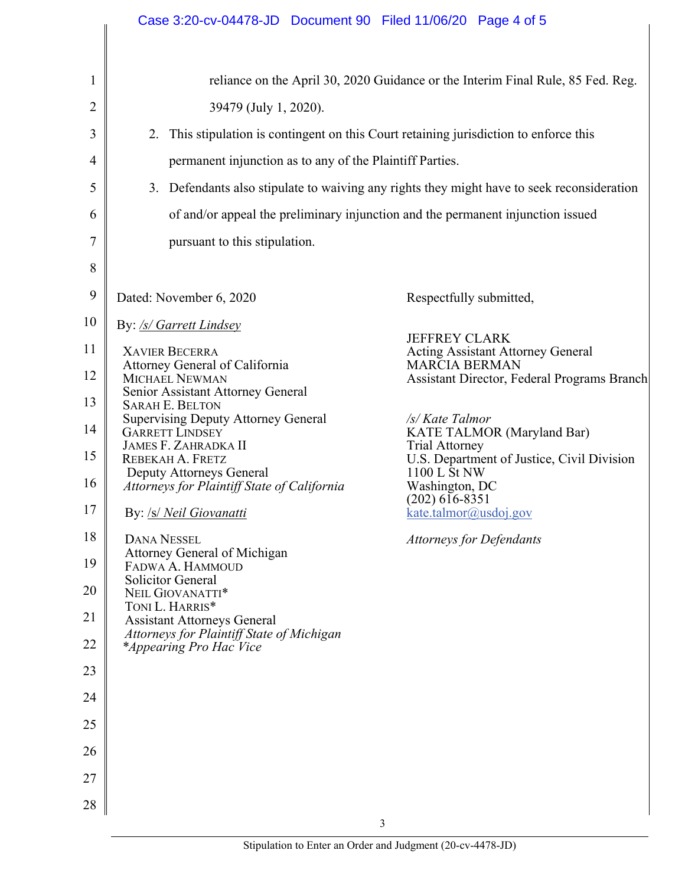reliance on the April 30, 2020 Guidance or the Interim Final Rule, 85 Fed. Reg. 39479 (July 1, 2020).

2. This stipulation is contingent on this Court retaining jurisdiction to enforce this permanent injunction as to any of the Plaintiff Parties.

3. Defendants also stipulate to waiving any rights they might have to seek reconsideration of and/or appeal the preliminary injunction and the permanent injunction issued pursuant to this stipulation.

Dated: November 6, 2020

By: /s/ Garrett Lindsey

XAVIER BECERRA
Attorney General of California
MICHAEL NEWMAN
Senior Assistant Attorney General
SARAH E. BELTON
Supervising Deputy Attorney General
GARRETT LINDSEY
JAMES F. ZAHRADKA II
REBEKAH A. FRETZ
Deputy Attorneys General
*Attorneys for Plaintiff State of California*

By: /s/ Neil Giovanatti

DANA NESSEL
Attorney General of Michigan
FADWA A. HAMMOUD
Solicitor General
NEIL GIOVANATTI*
TONI L. HARRIS*
Assistant Attorneys General
*Attorneys for Plaintiff State of Michigan*
*\*Appearing Pro Hac Vice*

Respectfully submitted,

JEFFREY CLARK
Acting Assistant Attorney General
MARCIA BERMAN
Assistant Director, Federal Programs Branch

*/s/ Kate Talmor*
KATE TALMOR (Maryland Bar)
Trial Attorney
U.S. Department of Justice, Civil Division
1100 L St NW
Washington, DC
(202) 616-8351
kate.talmor@usdoj.gov

*Attorneys for Defendants*

Stipulation to Enter an Order and Judgment (20-cv-4478-JD)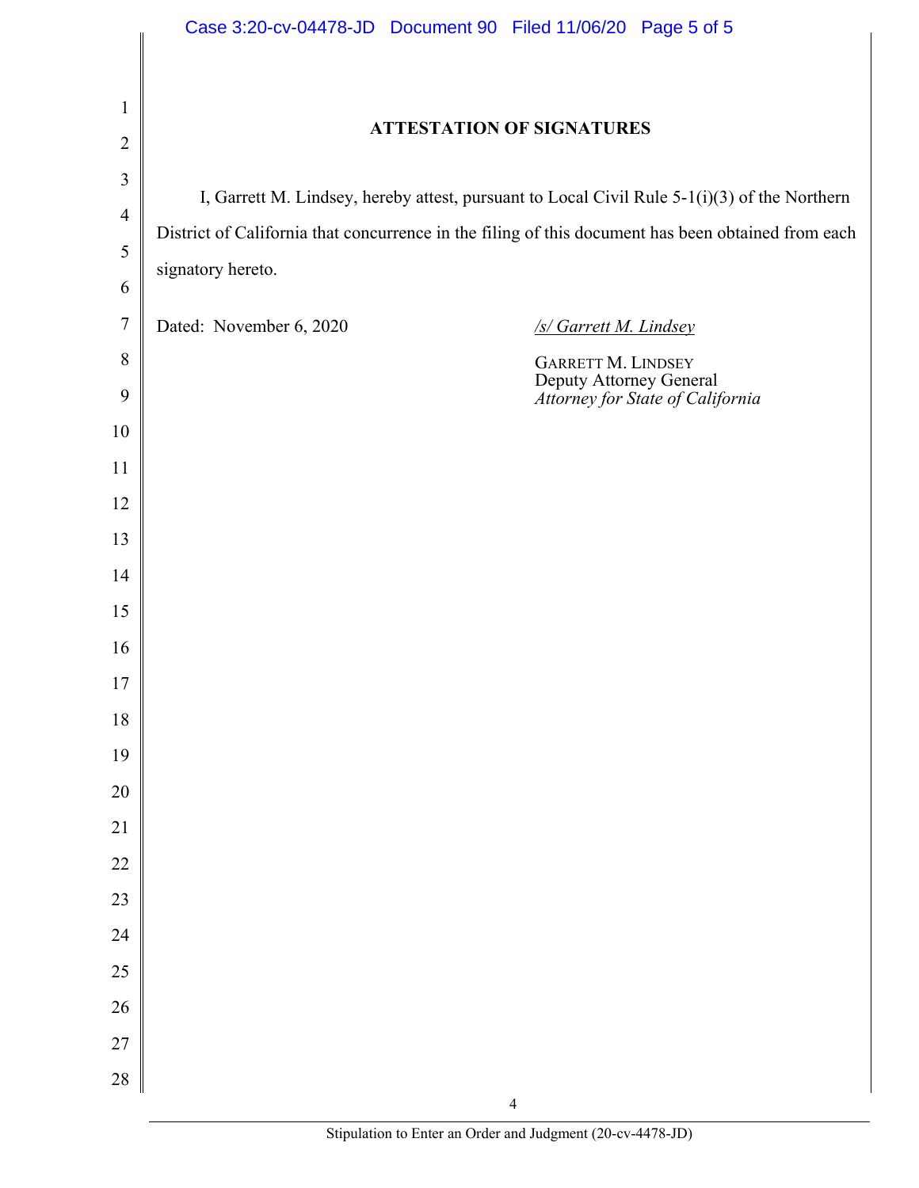**ATTESTATION OF SIGNATURES**

I, Garrett M. Lindsey, hereby attest, pursuant to Local Civil Rule 5-1(i)(3) of the Northern District of California that concurrence in the filing of this document has been obtained from each signatory hereto.

Dated: November 6, 2020

/s/ Garrett M. Lindsey

GARRETT M. LINDSEY
Deputy Attorney General
*Attorney for State of California*